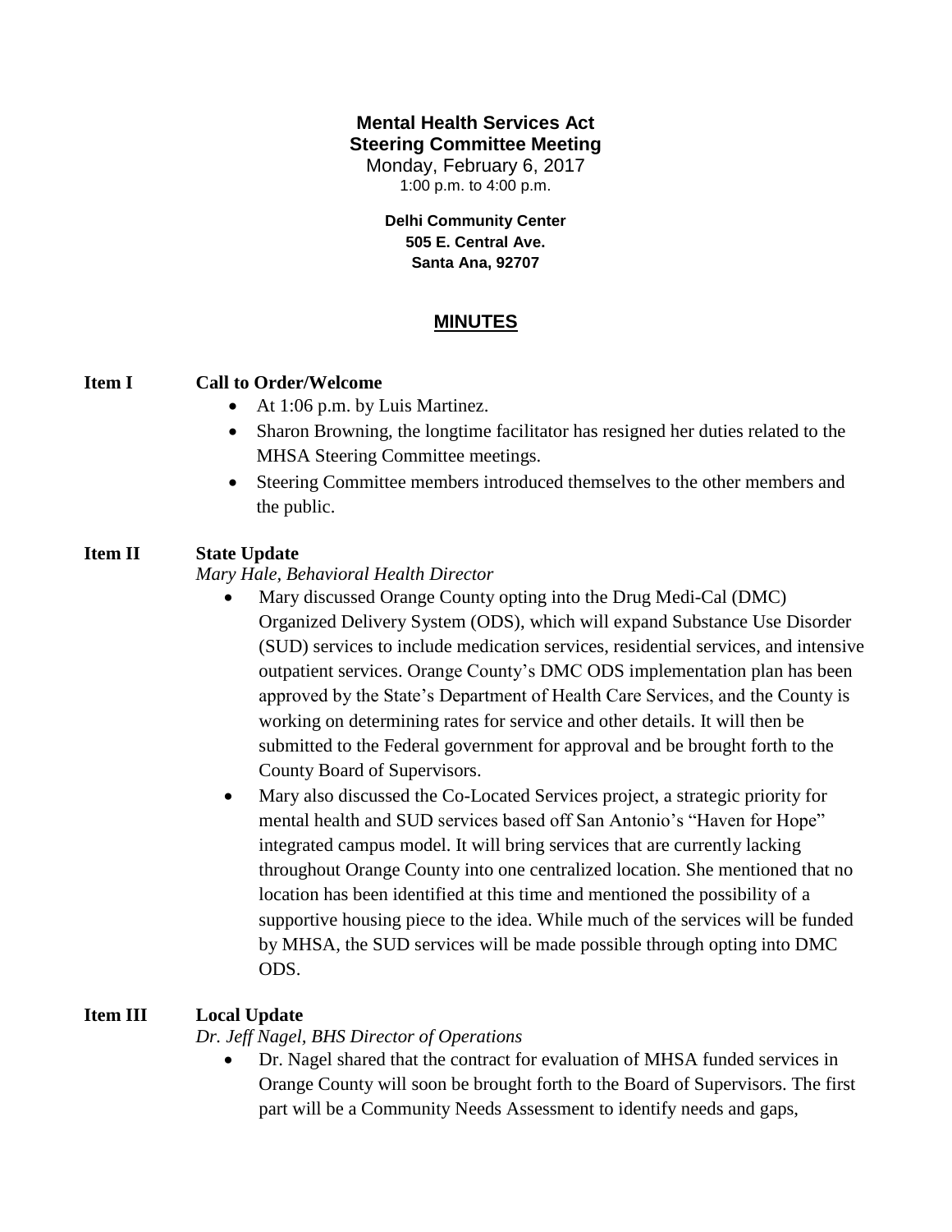**Mental Health Services Act**
**Steering Committee Meeting**
Monday, February 6, 2017
1:00 p.m. to 4:00 p.m.

**Delhi Community Center**
**505 E. Central Ave.**
**Santa Ana, 92707**

## MINUTES

### Item I Call to Order/Welcome

- At 1:06 p.m. by Luis Martinez.
- Sharon Browning, the longtime facilitator has resigned her duties related to the MHSA Steering Committee meetings.
- Steering Committee members introduced themselves to the other members and the public.

### Item II State Update

*Mary Hale, Behavioral Health Director*

- Mary discussed Orange County opting into the Drug Medi-Cal (DMC) Organized Delivery System (ODS), which will expand Substance Use Disorder (SUD) services to include medication services, residential services, and intensive outpatient services. Orange County's DMC ODS implementation plan has been approved by the State's Department of Health Care Services, and the County is working on determining rates for service and other details. It will then be submitted to the Federal government for approval and be brought forth to the County Board of Supervisors.
- Mary also discussed the Co-Located Services project, a strategic priority for mental health and SUD services based off San Antonio's "Haven for Hope" integrated campus model. It will bring services that are currently lacking throughout Orange County into one centralized location. She mentioned that no location has been identified at this time and mentioned the possibility of a supportive housing piece to the idea. While much of the services will be funded by MHSA, the SUD services will be made possible through opting into DMC ODS.

### Item III Local Update

*Dr. Jeff Nagel, BHS Director of Operations*

- Dr. Nagel shared that the contract for evaluation of MHSA funded services in Orange County will soon be brought forth to the Board of Supervisors. The first part will be a Community Needs Assessment to identify needs and gaps,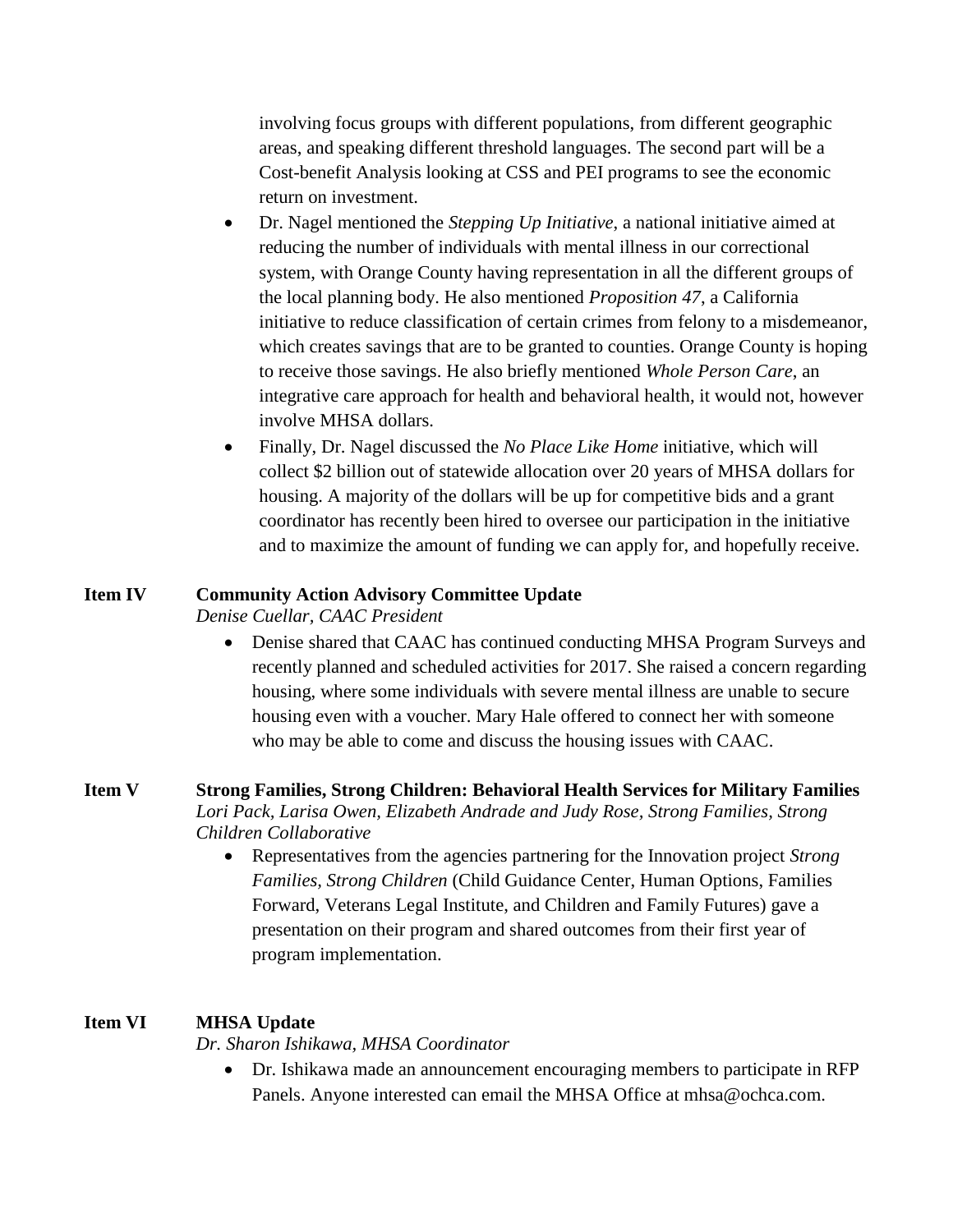involving focus groups with different populations, from different geographic areas, and speaking different threshold languages. The second part will be a Cost-benefit Analysis looking at CSS and PEI programs to see the economic return on investment.

- Dr. Nagel mentioned the *Stepping Up Initiative*, a national initiative aimed at reducing the number of individuals with mental illness in our correctional system, with Orange County having representation in all the different groups of the local planning body. He also mentioned *Proposition 47*, a California initiative to reduce classification of certain crimes from felony to a misdemeanor, which creates savings that are to be granted to counties. Orange County is hoping to receive those savings. He also briefly mentioned *Whole Person Care*, an integrative care approach for health and behavioral health, it would not, however involve MHSA dollars.
- Finally, Dr. Nagel discussed the *No Place Like Home* initiative, which will collect $2 billion out of statewide allocation over 20 years of MHSA dollars for housing. A majority of the dollars will be up for competitive bids and a grant coordinator has recently been hired to oversee our participation in the initiative and to maximize the amount of funding we can apply for, and hopefully receive.

**Item IV** **Community Action Advisory Committee Update**

*Denise Cuellar, CAAC President*

- Denise shared that CAAC has continued conducting MHSA Program Surveys and recently planned and scheduled activities for 2017. She raised a concern regarding housing, where some individuals with severe mental illness are unable to secure housing even with a voucher. Mary Hale offered to connect her with someone who may be able to come and discuss the housing issues with CAAC.

**Item V** **Strong Families, Strong Children: Behavioral Health Services for Military Families**

*Lori Pack, Larisa Owen, Elizabeth Andrade and Judy Rose, Strong Families, Strong Children Collaborative*

- Representatives from the agencies partnering for the Innovation project *Strong Families, Strong Children* (Child Guidance Center, Human Options, Families Forward, Veterans Legal Institute, and Children and Family Futures) gave a presentation on their program and shared outcomes from their first year of program implementation.

**Item VI** **MHSA Update**

*Dr. Sharon Ishikawa, MHSA Coordinator*

- Dr. Ishikawa made an announcement encouraging members to participate in RFP Panels. Anyone interested can email the MHSA Office at mhsa@ochca.com.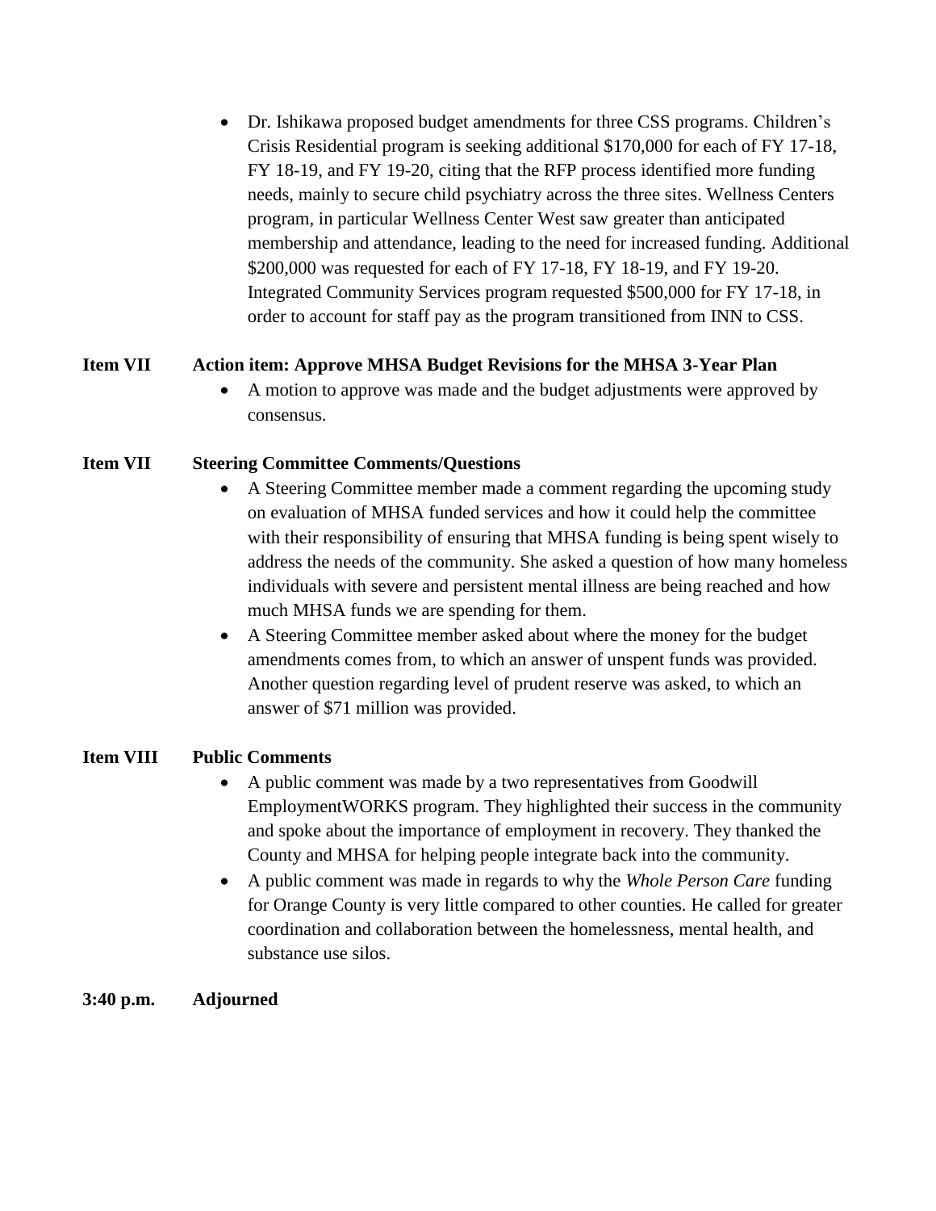- Dr. Ishikawa proposed budget amendments for three CSS programs. Children's Crisis Residential program is seeking additional $170,000 for each of FY 17-18, FY 18-19, and FY 19-20, citing that the RFP process identified more funding needs, mainly to secure child psychiatry across the three sites. Wellness Centers program, in particular Wellness Center West saw greater than anticipated membership and attendance, leading to the need for increased funding. Additional $200,000 was requested for each of FY 17-18, FY 18-19, and FY 19-20. Integrated Community Services program requested $500,000 for FY 17-18, in order to account for staff pay as the program transitioned from INN to CSS.

**Item VII** **Action item: Approve MHSA Budget Revisions for the MHSA 3-Year Plan**

- A motion to approve was made and the budget adjustments were approved by consensus.

**Item VII** **Steering Committee Comments/Questions**

- A Steering Committee member made a comment regarding the upcoming study on evaluation of MHSA funded services and how it could help the committee with their responsibility of ensuring that MHSA funding is being spent wisely to address the needs of the community. She asked a question of how many homeless individuals with severe and persistent mental illness are being reached and how much MHSA funds we are spending for them.
- A Steering Committee member asked about where the money for the budget amendments comes from, to which an answer of unspent funds was provided. Another question regarding level of prudent reserve was asked, to which an answer of $71 million was provided.

**Item VIII** **Public Comments**

- A public comment was made by a two representatives from Goodwill EmploymentWORKS program. They highlighted their success in the community and spoke about the importance of employment in recovery. They thanked the County and MHSA for helping people integrate back into the community.
- A public comment was made in regards to why the *Whole Person Care* funding for Orange County is very little compared to other counties. He called for greater coordination and collaboration between the homelessness, mental health, and substance use silos.

**3:40 p.m.** **Adjourned**